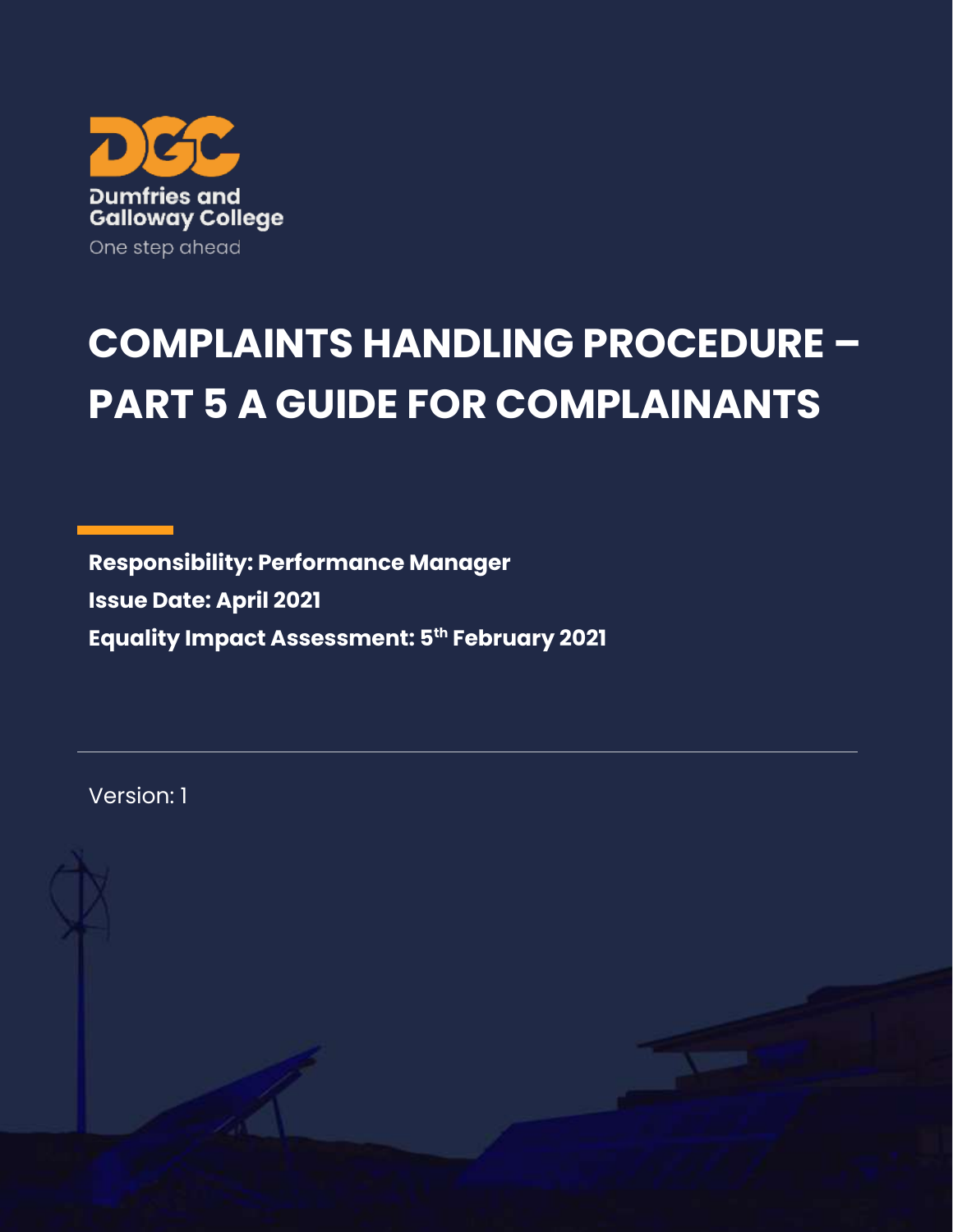Dumfries and Galloway College

One step ahead

# COMPLAINTS HANDLING PROCEDURE – PART 5 A GUIDE FOR COMPLAINANTS

**Responsibility: Performance Manager**

**Issue Date: April 2021**

**Equality Impact Assessment: 5th February 2021**

---

Version: 1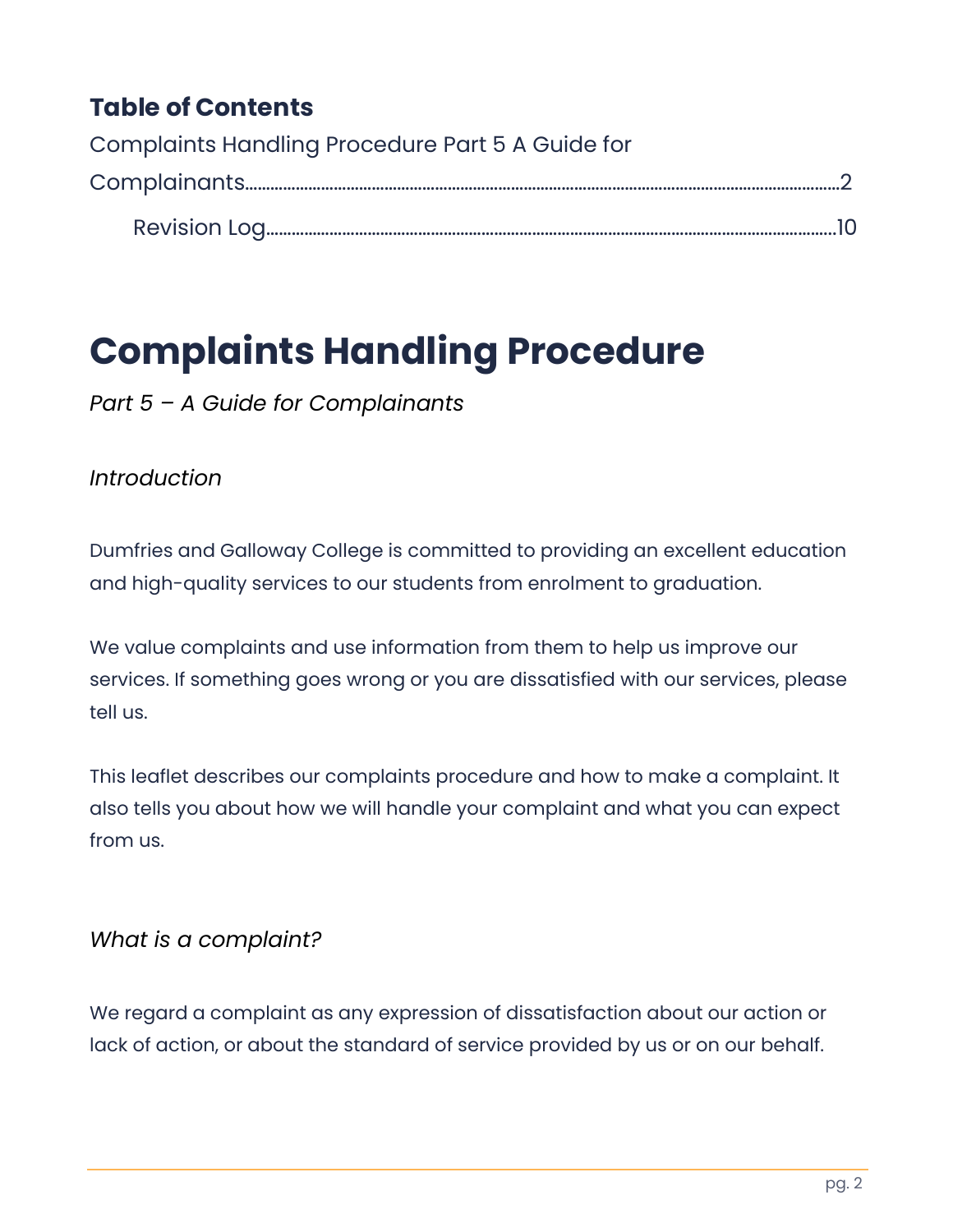**Table of Contents**

Complaints Handling Procedure Part 5 A Guide for Complainants........2

Revision Log........10

# Complaints Handling Procedure

*Part 5 – A Guide for Complainants*

## *Introduction*

Dumfries and Galloway College is committed to providing an excellent education and high-quality services to our students from enrolment to graduation.

We value complaints and use information from them to help us improve our services. If something goes wrong or you are dissatisfied with our services, please tell us.

This leaflet describes our complaints procedure and how to make a complaint. It also tells you about how we will handle your complaint and what you can expect from us.

## *What is a complaint?*

We regard a complaint as any expression of dissatisfaction about our action or lack of action, or about the standard of service provided by us or on our behalf.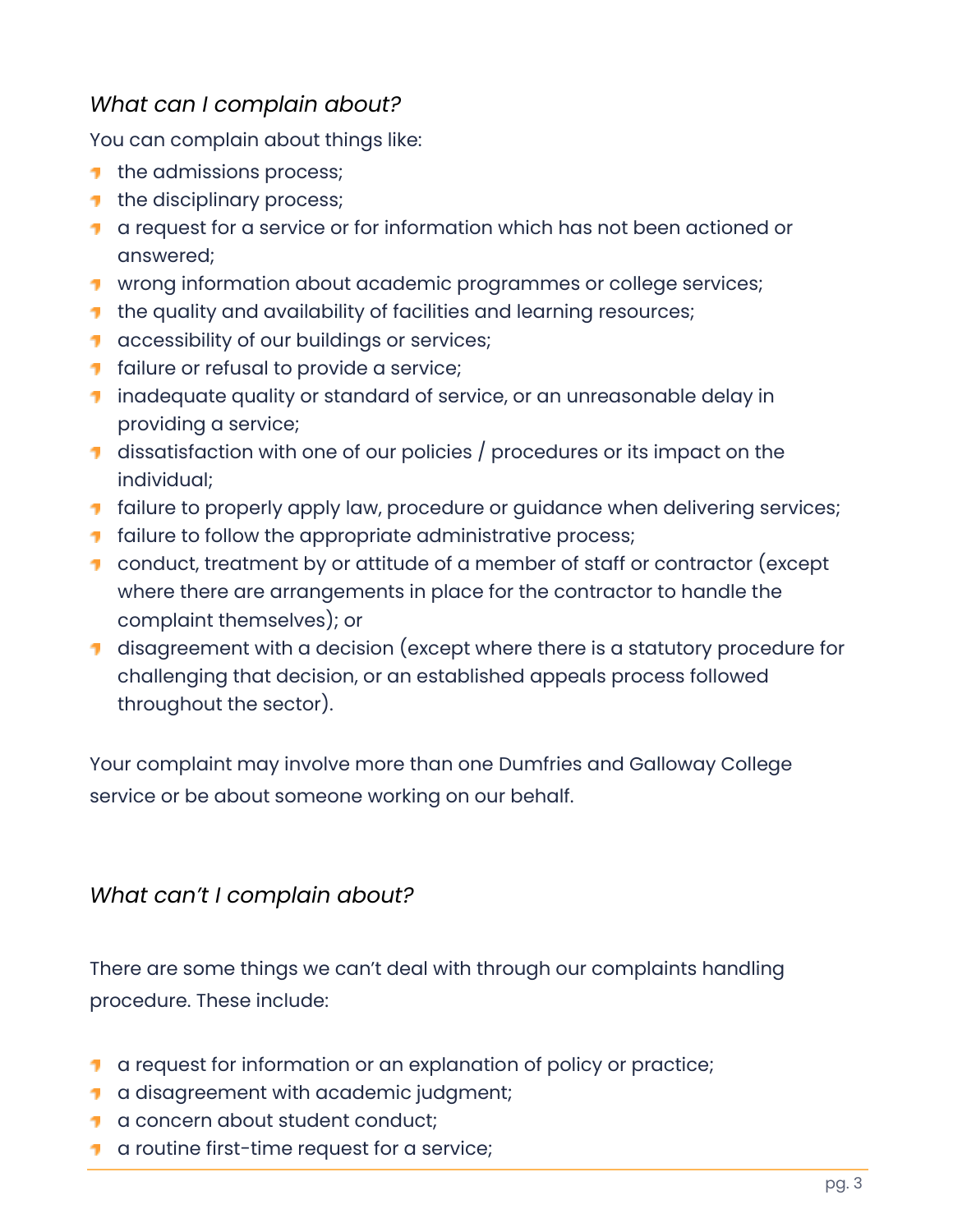### *What can I complain about?*

You can complain about things like:

- the admissions process;
- the disciplinary process;
- a request for a service or for information which has not been actioned or answered;
- wrong information about academic programmes or college services;
- the quality and availability of facilities and learning resources;
- accessibility of our buildings or services;
- failure or refusal to provide a service;
- inadequate quality or standard of service, or an unreasonable delay in providing a service;
- dissatisfaction with one of our policies / procedures or its impact on the individual;
- failure to properly apply law, procedure or guidance when delivering services;
- failure to follow the appropriate administrative process;
- conduct, treatment by or attitude of a member of staff or contractor (except where there are arrangements in place for the contractor to handle the complaint themselves); or
- disagreement with a decision (except where there is a statutory procedure for challenging that decision, or an established appeals process followed throughout the sector).

Your complaint may involve more than one Dumfries and Galloway College service or be about someone working on our behalf.

### *What can't I complain about?*

There are some things we can't deal with through our complaints handling procedure. These include:

- a request for information or an explanation of policy or practice;
- a disagreement with academic judgment;
- a concern about student conduct;
- a routine first-time request for a service;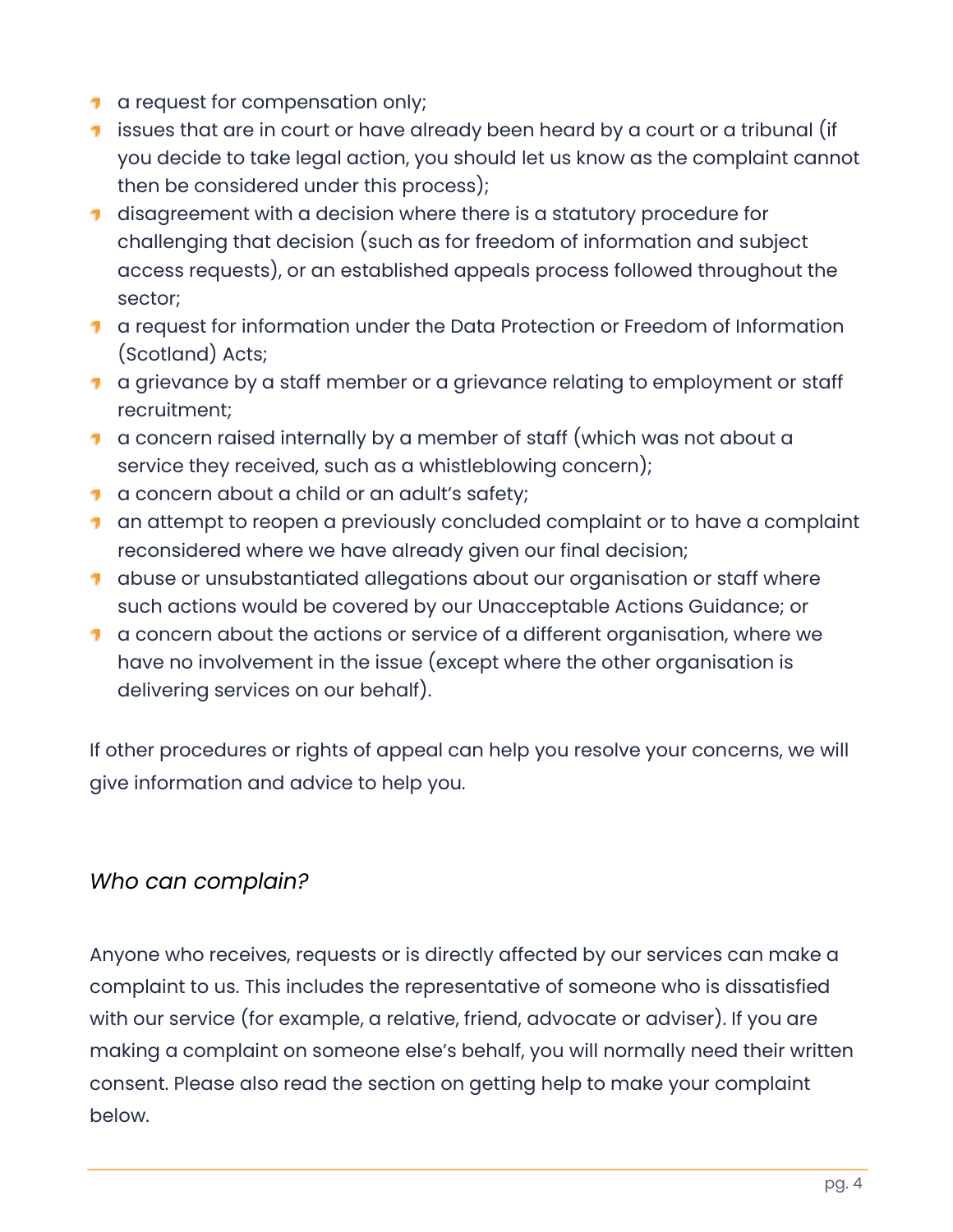- a request for compensation only;
- issues that are in court or have already been heard by a court or a tribunal (if you decide to take legal action, you should let us know as the complaint cannot then be considered under this process);
- disagreement with a decision where there is a statutory procedure for challenging that decision (such as for freedom of information and subject access requests), or an established appeals process followed throughout the sector;
- a request for information under the Data Protection or Freedom of Information (Scotland) Acts;
- a grievance by a staff member or a grievance relating to employment or staff recruitment;
- a concern raised internally by a member of staff (which was not about a service they received, such as a whistleblowing concern);
- a concern about a child or an adult's safety;
- an attempt to reopen a previously concluded complaint or to have a complaint reconsidered where we have already given our final decision;
- abuse or unsubstantiated allegations about our organisation or staff where such actions would be covered by our Unacceptable Actions Guidance; or
- a concern about the actions or service of a different organisation, where we have no involvement in the issue (except where the other organisation is delivering services on our behalf).

If other procedures or rights of appeal can help you resolve your concerns, we will give information and advice to help you.

### *Who can complain?*

Anyone who receives, requests or is directly affected by our services can make a complaint to us. This includes the representative of someone who is dissatisfied with our service (for example, a relative, friend, advocate or adviser). If you are making a complaint on someone else's behalf, you will normally need their written consent. Please also read the section on getting help to make your complaint below.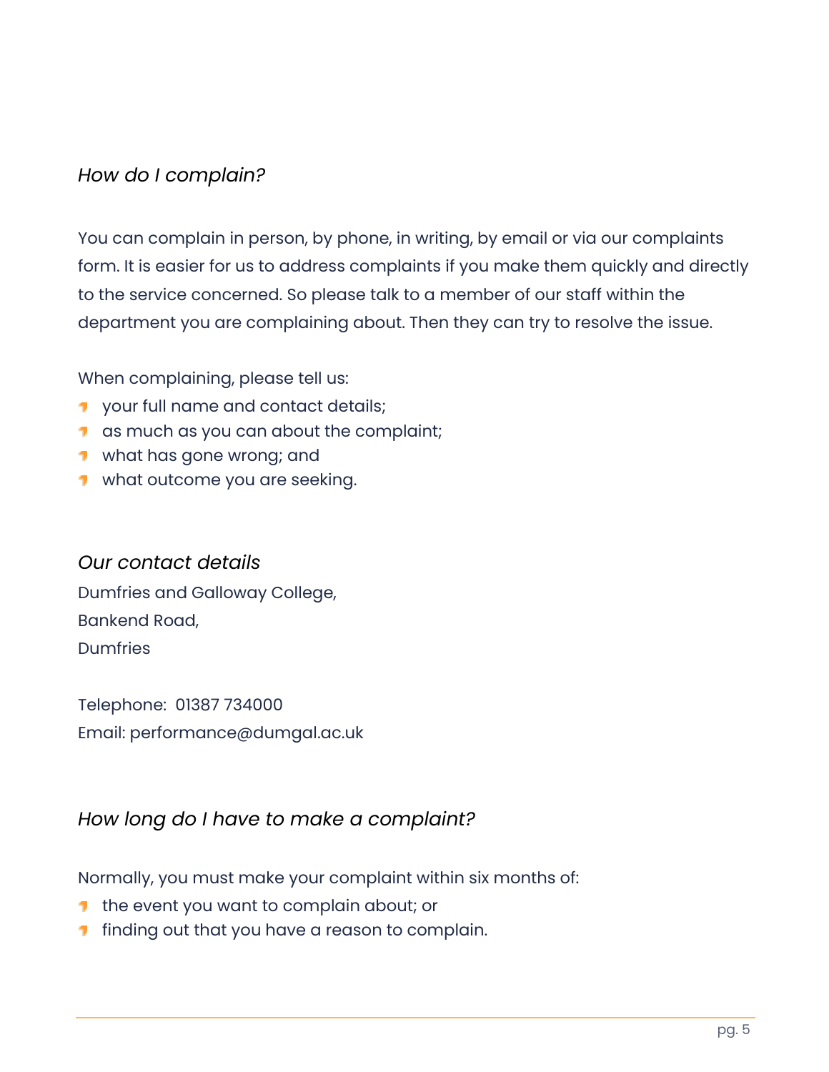### *How do I complain?*

You can complain in person, by phone, in writing, by email or via our complaints form. It is easier for us to address complaints if you make them quickly and directly to the service concerned. So please talk to a member of our staff within the department you are complaining about. Then they can try to resolve the issue.

When complaining, please tell us:

- your full name and contact details;
- as much as you can about the complaint;
- what has gone wrong; and
- what outcome you are seeking.

### *Our contact details*

Dumfries and Galloway College,
Bankend Road,
Dumfries

Telephone: 01387 734000
Email: performance@dumgal.ac.uk

### *How long do I have to make a complaint?*

Normally, you must make your complaint within six months of:

- the event you want to complain about; or
- finding out that you have a reason to complain.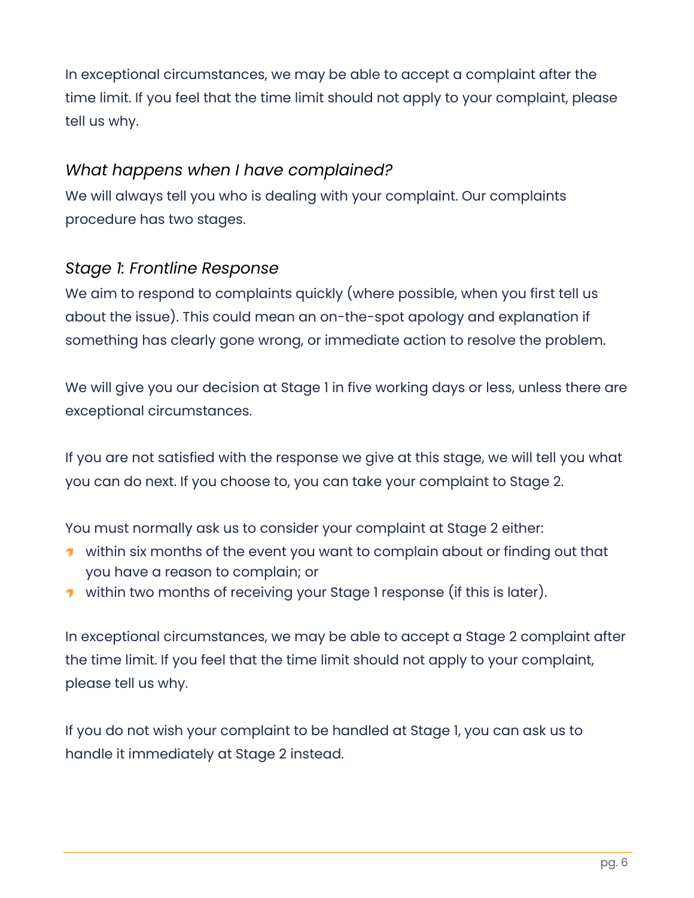In exceptional circumstances, we may be able to accept a complaint after the time limit. If you feel that the time limit should not apply to your complaint, please tell us why.

### *What happens when I have complained?*

We will always tell you who is dealing with your complaint. Our complaints procedure has two stages.

### *Stage 1: Frontline Response*

We aim to respond to complaints quickly (where possible, when you first tell us about the issue). This could mean an on-the-spot apology and explanation if something has clearly gone wrong, or immediate action to resolve the problem.

We will give you our decision at Stage 1 in five working days or less, unless there are exceptional circumstances.

If you are not satisfied with the response we give at this stage, we will tell you what you can do next. If you choose to, you can take your complaint to Stage 2.

You must normally ask us to consider your complaint at Stage 2 either:

- within six months of the event you want to complain about or finding out that you have a reason to complain; or
- within two months of receiving your Stage 1 response (if this is later).

In exceptional circumstances, we may be able to accept a Stage 2 complaint after the time limit. If you feel that the time limit should not apply to your complaint, please tell us why.

If you do not wish your complaint to be handled at Stage 1, you can ask us to handle it immediately at Stage 2 instead.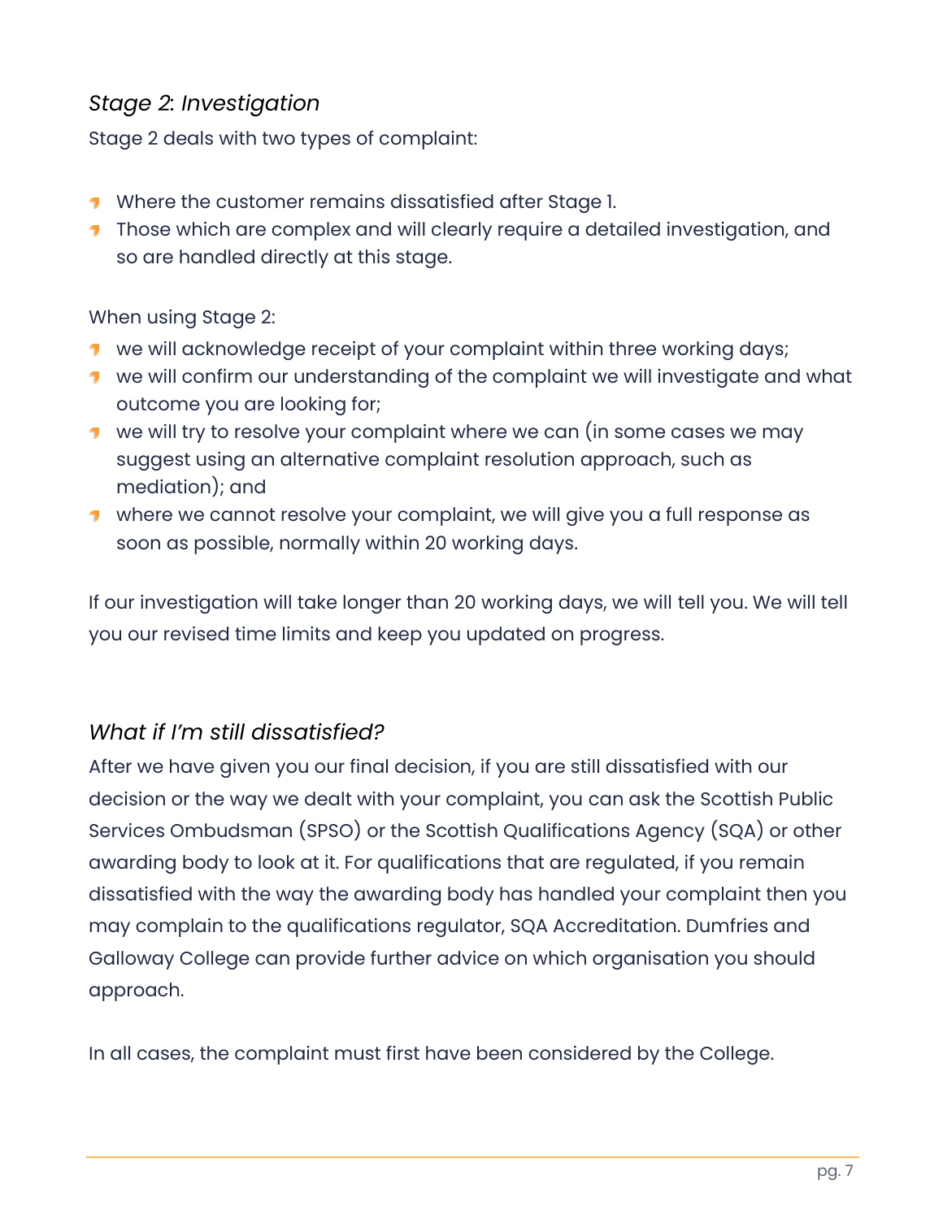### *Stage 2: Investigation*

Stage 2 deals with two types of complaint:

- Where the customer remains dissatisfied after Stage 1.
- Those which are complex and will clearly require a detailed investigation, and so are handled directly at this stage.

When using Stage 2:

- we will acknowledge receipt of your complaint within three working days;
- we will confirm our understanding of the complaint we will investigate and what outcome you are looking for;
- we will try to resolve your complaint where we can (in some cases we may suggest using an alternative complaint resolution approach, such as mediation); and
- where we cannot resolve your complaint, we will give you a full response as soon as possible, normally within 20 working days.

If our investigation will take longer than 20 working days, we will tell you. We will tell you our revised time limits and keep you updated on progress.

### *What if I'm still dissatisfied?*

After we have given you our final decision, if you are still dissatisfied with our decision or the way we dealt with your complaint, you can ask the Scottish Public Services Ombudsman (SPSO) or the Scottish Qualifications Agency (SQA) or other awarding body to look at it. For qualifications that are regulated, if you remain dissatisfied with the way the awarding body has handled your complaint then you may complain to the qualifications regulator, SQA Accreditation. Dumfries and Galloway College can provide further advice on which organisation you should approach.

In all cases, the complaint must first have been considered by the College.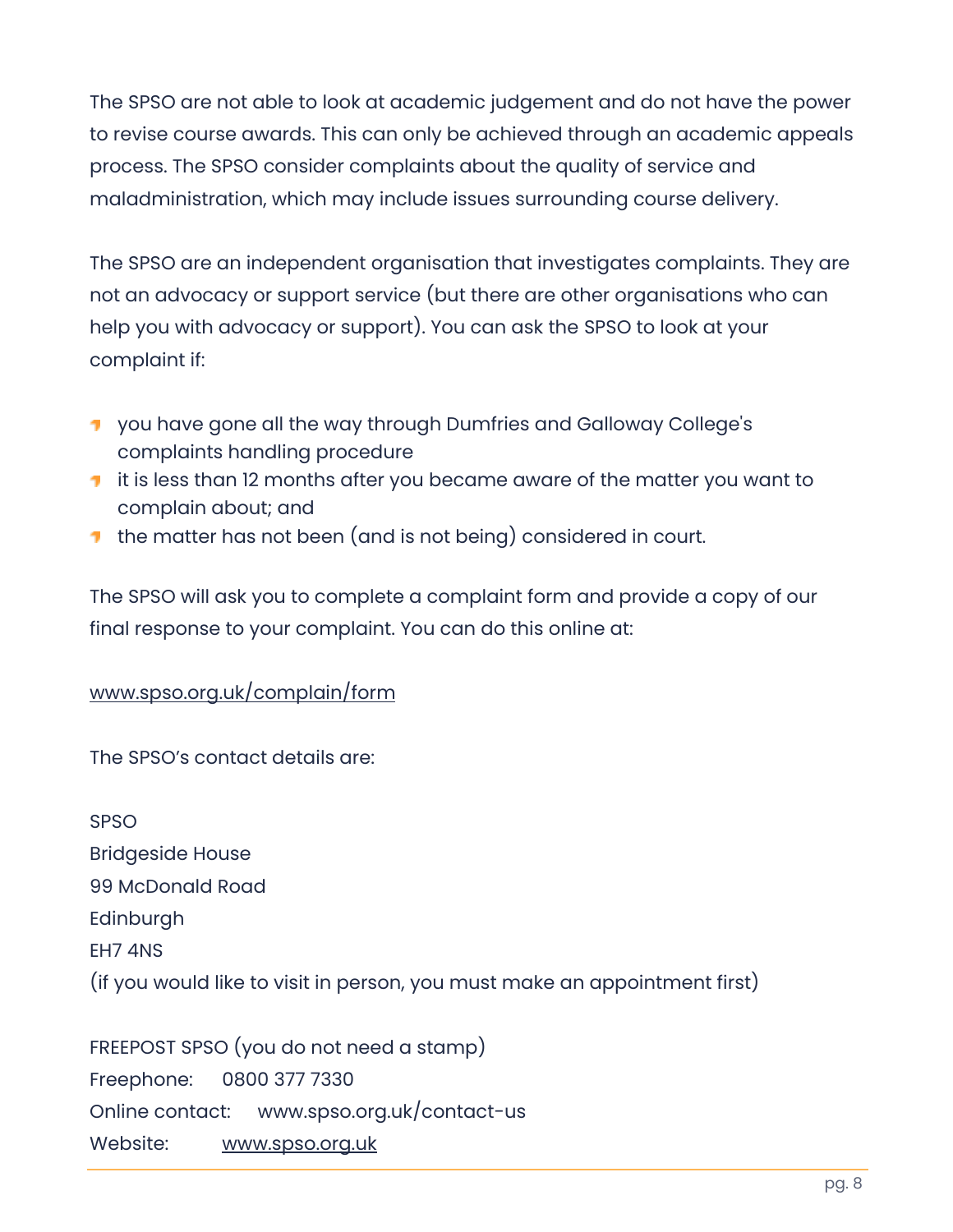The SPSO are not able to look at academic judgement and do not have the power to revise course awards. This can only be achieved through an academic appeals process. The SPSO consider complaints about the quality of service and maladministration, which may include issues surrounding course delivery.

The SPSO are an independent organisation that investigates complaints. They are not an advocacy or support service (but there are other organisations who can help you with advocacy or support). You can ask the SPSO to look at your complaint if:

- you have gone all the way through Dumfries and Galloway College's complaints handling procedure
- it is less than 12 months after you became aware of the matter you want to complain about; and
- the matter has not been (and is not being) considered in court.

The SPSO will ask you to complete a complaint form and provide a copy of our final response to your complaint. You can do this online at:

www.spso.org.uk/complain/form

The SPSO's contact details are:

SPSO
Bridgeside House
99 McDonald Road
Edinburgh
EH7 4NS
(if you would like to visit in person, you must make an appointment first)

FREEPOST SPSO (you do not need a stamp)
Freephone: 0800 377 7330
Online contact: www.spso.org.uk/contact-us
Website: www.spso.org.uk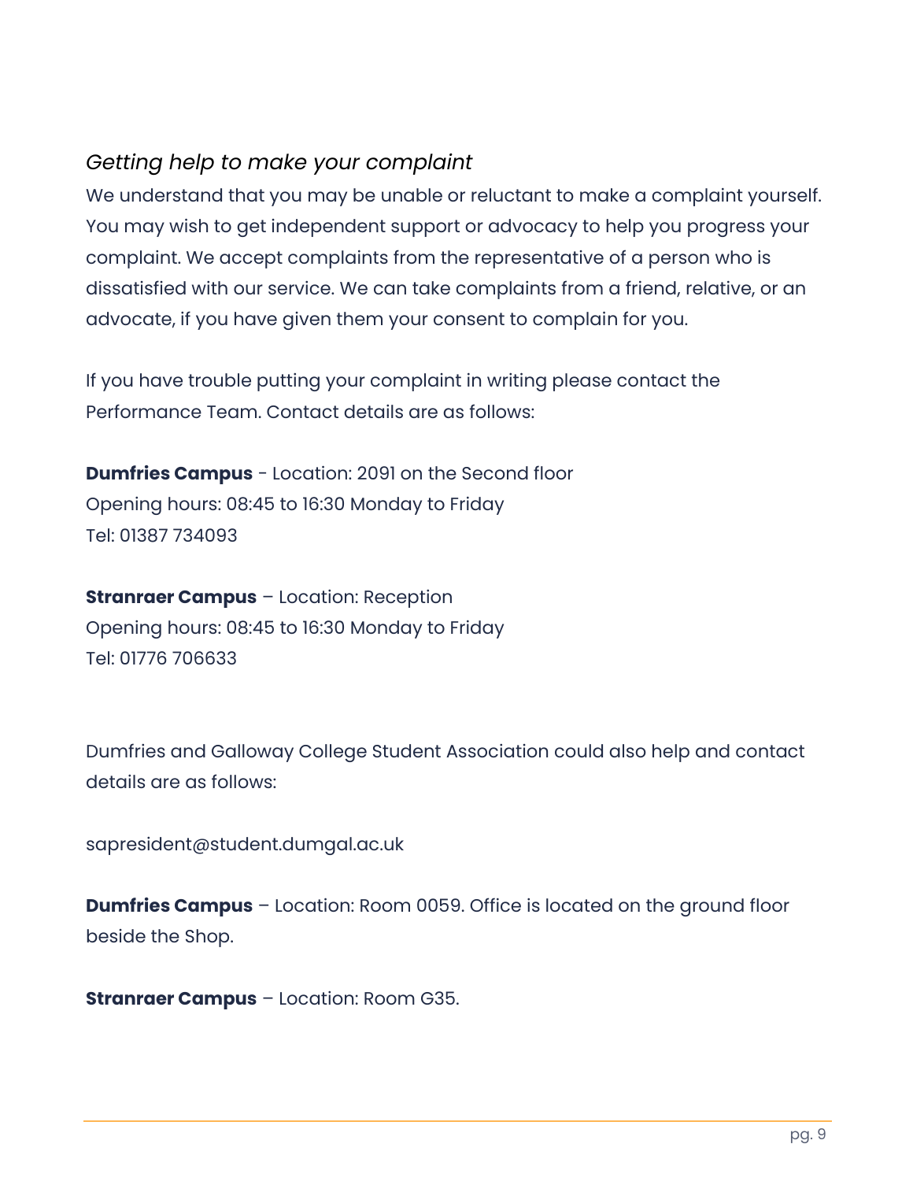### *Getting help to make your complaint*

We understand that you may be unable or reluctant to make a complaint yourself. You may wish to get independent support or advocacy to help you progress your complaint. We accept complaints from the representative of a person who is dissatisfied with our service. We can take complaints from a friend, relative, or an advocate, if you have given them your consent to complain for you.

If you have trouble putting your complaint in writing please contact the Performance Team. Contact details are as follows:

**Dumfries Campus** - Location: 2091 on the Second floor
Opening hours: 08:45 to 16:30 Monday to Friday
Tel: 01387 734093

**Stranraer Campus** – Location: Reception
Opening hours: 08:45 to 16:30 Monday to Friday
Tel: 01776 706633

Dumfries and Galloway College Student Association could also help and contact details are as follows:

sapresident@student.dumgal.ac.uk

**Dumfries Campus** – Location: Room 0059. Office is located on the ground floor beside the Shop.

**Stranraer Campus** – Location: Room G35.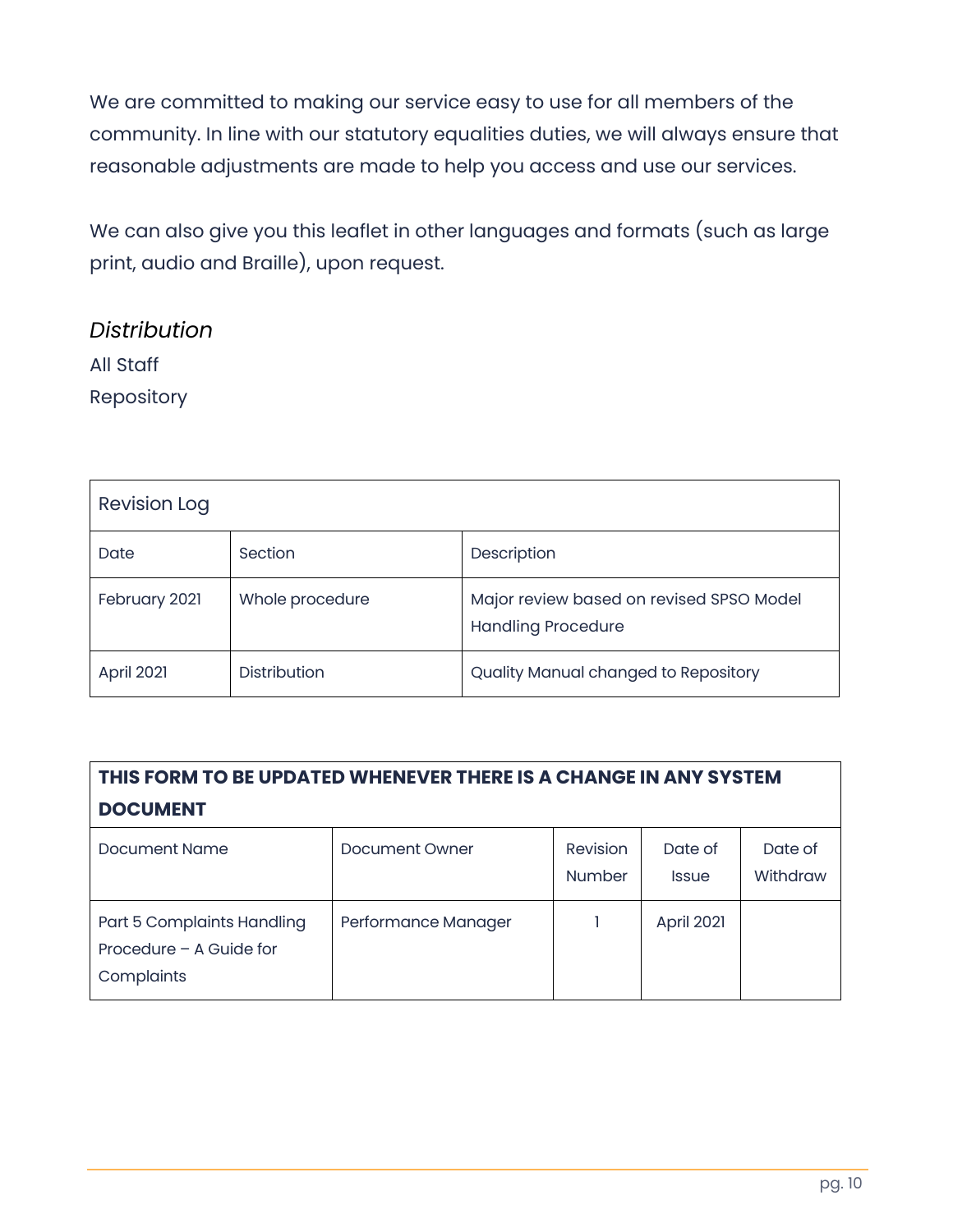We are committed to making our service easy to use for all members of the community. In line with our statutory equalities duties, we will always ensure that reasonable adjustments are made to help you access and use our services.

We can also give you this leaflet in other languages and formats (such as large print, audio and Braille), upon request.

*Distribution*

All Staff

Repository

| Revision Log | | |
|---|---|---|
| Date | Section | Description |
| February 2021 | Whole procedure | Major review based on revised SPSO Model Handling Procedure |
| April 2021 | Distribution | Quality Manual changed to Repository |

| **THIS FORM TO BE UPDATED WHENEVER THERE IS A CHANGE IN ANY SYSTEM DOCUMENT** | | | | |
|---|---|---|---|---|
| Document Name | Document Owner | Revision Number | Date of Issue | Date of Withdraw |
| Part 5 Complaints Handling Procedure – A Guide for Complaints | Performance Manager | 1 | April 2021 | |